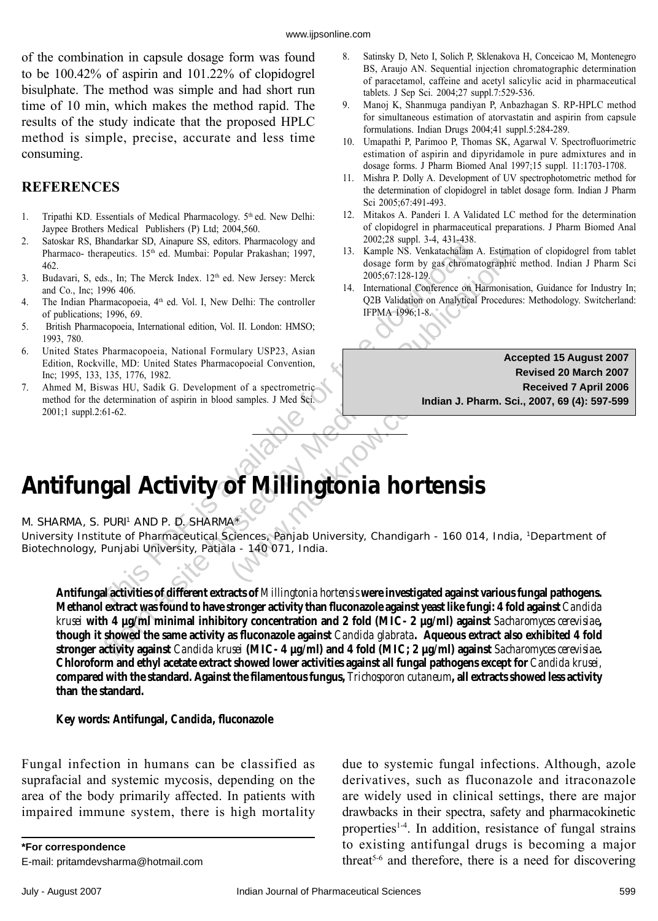of the combination in capsule dosage form was found to be 100.42% of aspirin and 101.22% of clopidogrel bisulphate. The method was simple and had short run time of 10 min, which makes the method rapid. The results of the study indicate that the proposed HPLC method is simple, precise, accurate and less time consuming.

## REFERENCES

1. Tripathi KD. Essentials of Medical Pharmacology. 5th ed. New Delhi: Jaypee Brothers Medical Publishers (P) Ltd; 2004,560.
2. Satoskar RS, Bhandarkar SD, Ainapure SS, editors. Pharmacology and Pharmaco- therapeutics. 15th ed. Mumbai: Popular Prakashan; 1997, 462.
3. Budavari, S, eds., In; The Merck Index. 12th ed. New Jersey: Merck and Co., Inc; 1996 406.
4. The Indian Pharmacopoeia, 4th ed. Vol. I, New Delhi: The controller of publications; 1996, 69.
5. British Pharmacopoeia, International edition, Vol. II. London: HMSO; 1993, 780.
6. United States Pharmacopoeia, National Formulary USP23, Asian Edition, Rockville, MD: United States Pharmacopoeial Convention, Inc; 1995, 133, 135, 1776, 1982.
7. Ahmed M, Biswas HU, Sadik G. Development of a spectrometric method for the determination of aspirin in blood samples. J Med Sci. 2001;1 suppl.2:61-62.
8. Satinsky D, Neto I, Solich P, Sklenakova H, Conceicao M, Montenegro BS, Araujo AN. Sequential injection chromatographic determination of paracetamol, caffeine and acetyl salicylic acid in pharmaceutical tablets. J Sep Sci. 2004;27 suppl.7:529-536.
9. Manoj K, Shanmuga pandiyan P, Anbazhagan S. RP-HPLC method for simultaneous estimation of atorvastatin and aspirin from capsule formulations. Indian Drugs 2004;41 suppl.5:284-289.
10. Umapathi P, Parimoo P, Thomas SK, Agarwal V. Spectrofluorimetric estimation of aspirin and dipyridamole in pure admixtures and in dosage forms. J Pharm Biomed Anal 1997;15 suppl. 11:1703-1708.
11. Mishra P. Dolly A. Development of UV spectrophotometric method for the determination of clopidogrel in tablet dosage form. Indian J Pharm Sci 2005;67:491-493.
12. Mitakos A. Panderi I. A Validated LC method for the determination of clopidogrel in pharmaceutical preparations. J Pharm Biomed Anal 2002;28 suppl. 3-4, 431-438.
13. Kample NS. Venkatachalam A. Estimation of clopidogrel from tablet dosage form by gas chromatographic method. Indian J Pharm Sci 2005;67:128-129.
14. International Conference on Harmonisation, Guidance for Industry In; Q2B Validation on Analytical Procedures: Methodology. Switzerland: IFPMA 1996;1-8.

**Accepted 15 August 2007**
**Revised 20 March 2007**
**Received 7 April 2006**
**Indian J. Pharm. Sci., 2007, 69 (4): 597-599**

# Antifungal Activity of Millingtonia hortensis

M. SHARMA, S. PURI[1] AND P. D. SHARMA*

University Institute of Pharmaceutical Sciences, Panjab University, Chandigarh - 160 014, India, [1]Department of Biotechnology, Punjabi University, Patiala - 140 071, India.

**Antifungal activities of different extracts of *Millingtonia hortensis* were investigated against various fungal pathogens. Methanol extract was found to have stronger activity than fluconazole against yeast like fungi: 4 fold against *Candida krusei* with 4 μg/ml minimal inhibitory concentration and 2 fold (MIC- 2 μg/ml) against *Sacharomyces cerevisiae*, though it showed the same activity as fluconazole against *Candida glabrata*. Aqueous extract also exhibited 4 fold stronger activity against *Candida krusei* (MIC- 4 μg/ml) and 4 fold (MIC; 2 μg/ml) against *Sacharomyces cerevisiae*. Chloroform and ethyl acetate extract showed lower activities against all fungal pathogens except for *Candida krusei*, compared with the standard. Against the filamentous fungus, *Trichosporon cutaneum*, all extracts showed less activity than the standard.**

**Key words: Antifungal, *Candida*, fluconazole**

Fungal infection in humans can be classified as suprafacial and systemic mycosis, depending on the area of the body primarily affected. In patients with impaired immune system, there is high mortality due to systemic fungal infections. Although, azole derivatives, such as fluconazole and itraconazole are widely used in clinical settings, there are major drawbacks in their spectra, safety and pharmacokinetic properties[1-4]. In addition, resistance of fungal strains to existing antifungal drugs is becoming a major threat[5-6] and therefore, there is a need for discovering

*For correspondence
E-mail: pritamdevsharma@hotmail.com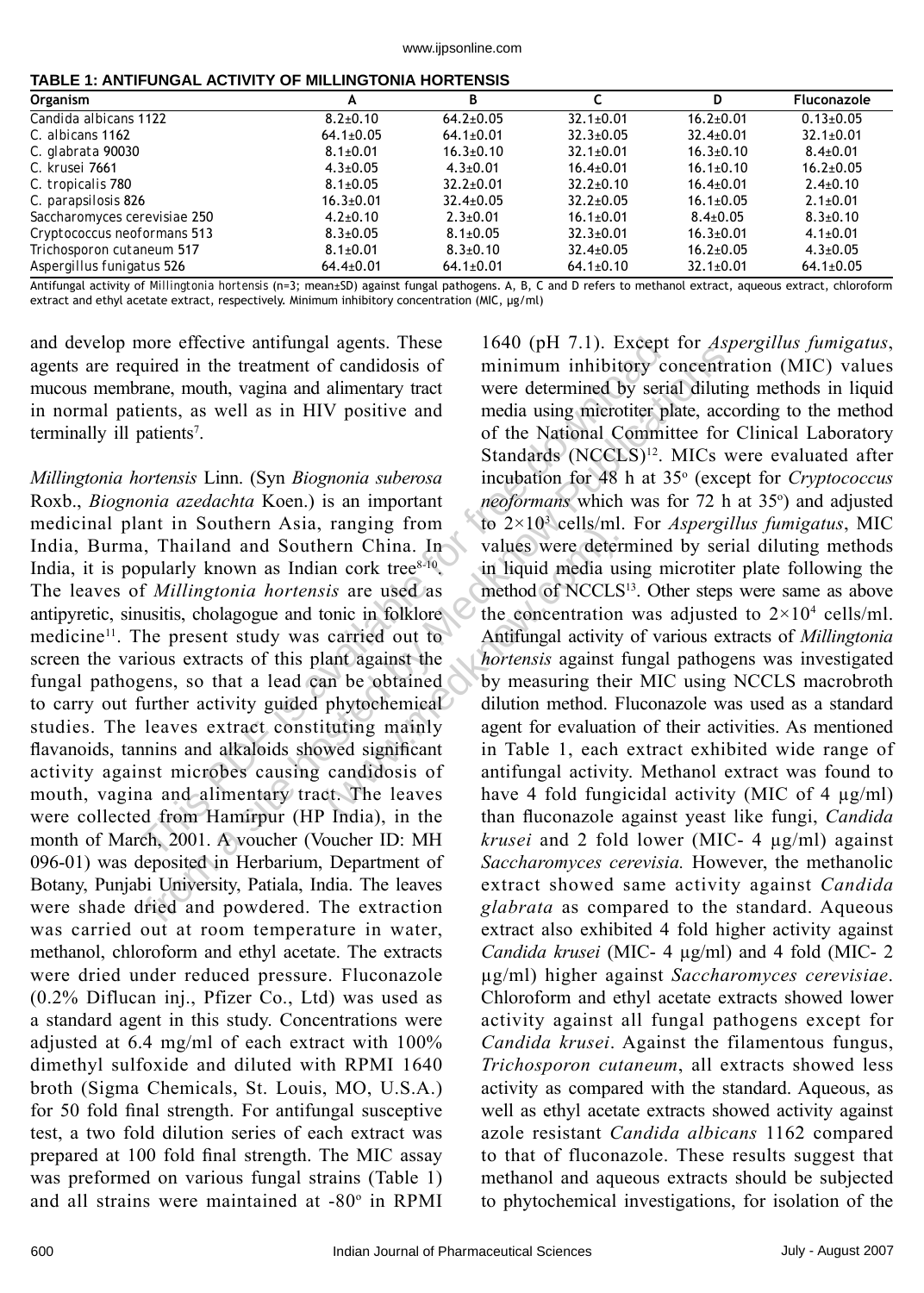**TABLE 1: ANTIFUNGAL ACTIVITY OF MILLINGTONIA HORTENSIS**

| Organism | A | B | C | D | Fluconazole |
|---|---|---|---|---|---|
| Candida albicans 1122 | 8.2±0.10 | 64.2±0.05 | 32.1±0.01 | 16.2±0.01 | 0.13±0.05 |
| C. albicans 1162 | 64.1±0.05 | 64.1±0.01 | 32.3±0.05 | 32.4±0.01 | 32.1±0.01 |
| C. glabrata 90030 | 8.1±0.01 | 16.3±0.10 | 32.1±0.01 | 16.3±0.10 | 8.4±0.01 |
| C. krusei 7661 | 4.3±0.05 | 4.3±0.01 | 16.4±0.01 | 16.1±0.10 | 16.2±0.05 |
| C. tropicalis 780 | 8.1±0.05 | 32.2±0.01 | 32.2±0.10 | 16.4±0.01 | 2.4±0.10 |
| C. parapsilosis 826 | 16.3±0.01 | 32.4±0.05 | 32.2±0.05 | 16.1±0.05 | 2.1±0.01 |
| Saccharomyces cerevisiae 250 | 4.2±0.10 | 2.3±0.01 | 16.1±0.01 | 8.4±0.05 | 8.3±0.10 |
| Cryptococcus neoformans 513 | 8.3±0.05 | 8.1±0.05 | 32.3±0.01 | 16.3±0.01 | 4.1±0.01 |
| Trichosporon cutaneum 517 | 8.1±0.01 | 8.3±0.10 | 32.4±0.05 | 16.2±0.05 | 4.3±0.05 |
| Aspergillus funigatus 526 | 64.4±0.01 | 64.1±0.01 | 64.1±0.10 | 32.1±0.01 | 64.1±0.05 |

Antifungal activity of *Millingtonia hortensis* (n=3; mean±SD) against fungal pathogens. A, B, C and D refers to methanol extract, aqueous extract, chloroform extract and ethyl acetate extract, respectively. Minimum inhibitory concentration (MIC, μg/ml)

and develop more effective antifungal agents. These agents are required in the treatment of candidosis of mucous membrane, mouth, vagina and alimentary tract in normal patients, as well as in HIV positive and terminally ill patients[7].

*Millingtonia hortensis* Linn. (Syn *Biognonia suberosa* Roxb., *Biognonia azedachta* Koen.) is an important medicinal plant in Southern Asia, ranging from India, Burma, Thailand and Southern China. In India, it is popularly known as Indian cork tree[8-10]. The leaves of *Millingtonia hortensis* are used as antipyretic, sinusitis, cholagogue and tonic in folklore medicine[11]. The present study was carried out to screen the various extracts of this plant against the fungal pathogens, so that a lead can be obtained to carry out further activity guided phytochemical studies. The leaves extract constituting mainly flavanoids, tannins and alkaloids showed significant activity against microbes causing candidosis of mouth, vagina and alimentary tract. The leaves were collected from Hamirpur (HP India), in the month of March, 2001. A voucher (Voucher ID: MH 096-01) was deposited in Herbarium, Department of Botany, Punjabi University, Patiala, India. The leaves were shade dried and powdered. The extraction was carried out at room temperature in water, methanol, chloroform and ethyl acetate. The extracts were dried under reduced pressure. Fluconazole (0.2% Diflucan inj., Pfizer Co., Ltd) was used as a standard agent in this study. Concentrations were adjusted at 6.4 mg/ml of each extract with 100% dimethyl sulfoxide and diluted with RPMI 1640 broth (Sigma Chemicals, St. Louis, MO, U.S.A.) for 50 fold final strength. For antifungal susceptive test, a two fold dilution series of each extract was prepared at 100 fold final strength. The MIC assay was preformed on various fungal strains (Table 1) and all strains were maintained at -80$^{o}$ in RPMI 1640 (pH 7.1). Except for *Aspergillus fumigatus*, minimum inhibitory concentration (MIC) values were determined by serial diluting methods in liquid media using microtiter plate, according to the method of the National Committee for Clinical Laboratory Standards (NCCLS)[12]. MICs were evaluated after incubation for 48 h at 35$^{o}$ (except for *Cryptococcus neoformans* which was for 72 h at 35$^{o}$) and adjusted to $2\times10^{3}$ cells/ml. For *Aspergillus fumigatus*, MIC values were determined by serial diluting methods in liquid media using microtiter plate following the method of NCCLS[13]. Other steps were same as above the concentration was adjusted to $2\times10^{4}$ cells/ml. Antifungal activity of various extracts of *Millingtonia hortensis* against fungal pathogens was investigated by measuring their MIC using NCCLS macrobroth dilution method. Fluconazole was used as a standard agent for evaluation of their activities. As mentioned in Table 1, each extract exhibited wide range of antifungal activity. Methanol extract was found to have 4 fold fungicidal activity (MIC of 4 μg/ml) than fluconazole against yeast like fungi, *Candida krusei* and 2 fold lower (MIC- 4 μg/ml) against *Saccharomyces cerevisia.* However, the methanolic extract showed same activity against *Candida glabrata* as compared to the standard. Aqueous extract also exhibited 4 fold higher activity against *Candida krusei* (MIC- 4 μg/ml) and 4 fold (MIC- 2 μg/ml) higher against *Saccharomyces cerevisiae*. Chloroform and ethyl acetate extracts showed lower activity against all fungal pathogens except for *Candida krusei*. Against the filamentous fungus, *Trichosporon cutaneum*, all extracts showed less activity as compared with the standard. Aqueous, as well as ethyl acetate extracts showed activity against azole resistant *Candida albicans* 1162 compared to that of fluconazole. These results suggest that methanol and aqueous extracts should be subjected to phytochemical investigations, for isolation of the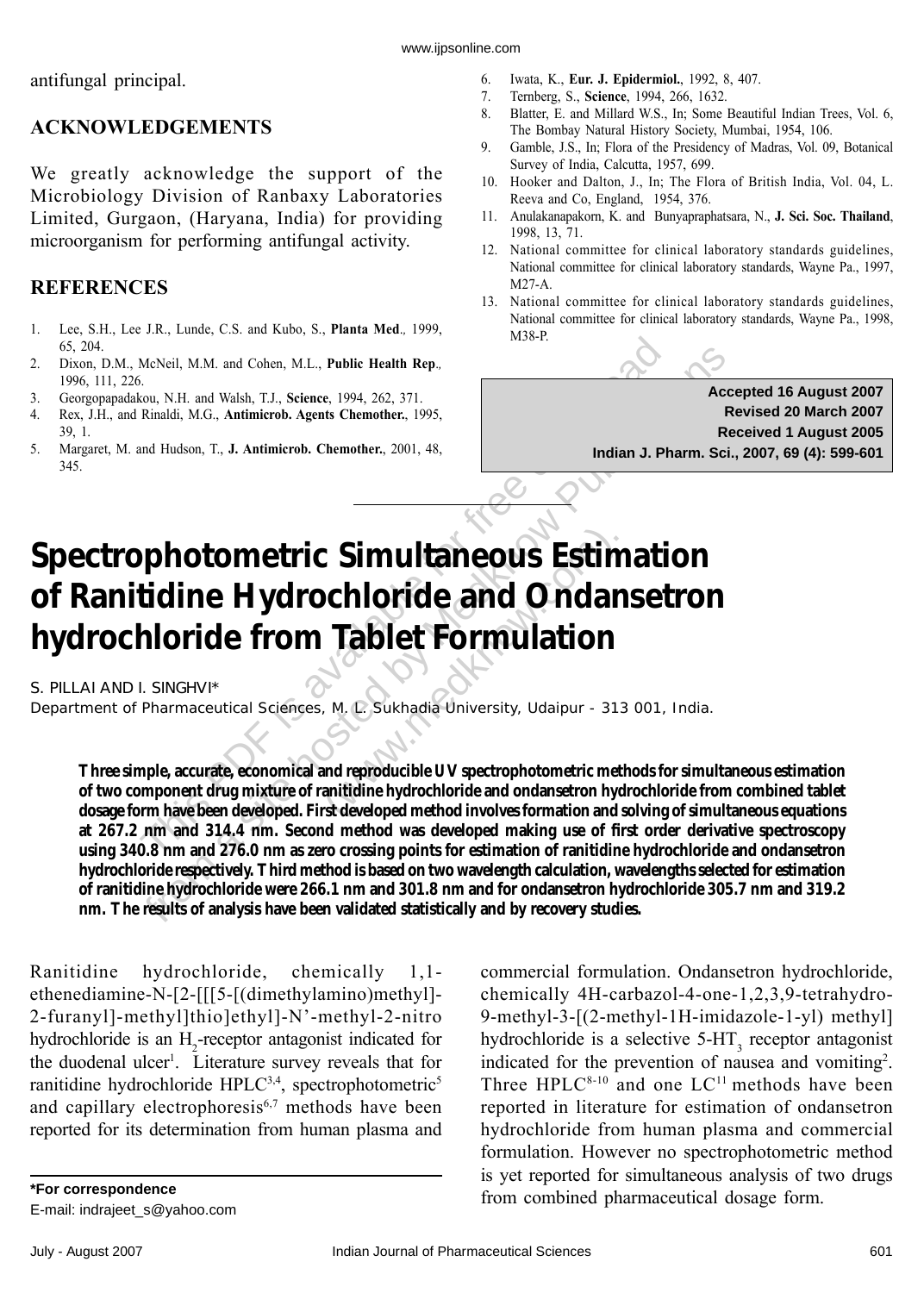antifungal principal.

## ACKNOWLEDGEMENTS

We greatly acknowledge the support of the Microbiology Division of Ranbaxy Laboratories Limited, Gurgaon, (Haryana, India) for providing microorganism for performing antifungal activity.

## REFERENCES

1. Lee, S.H., Lee J.R., Lunde, C.S. and Kubo, S., **Planta Med**., 1999, 65, 204.
2. Dixon, D.M., McNeil, M.M. and Cohen, M.L., **Public Health Rep**., 1996, 111, 226.
3. Georgopapadakou, N.H. and Walsh, T.J., **Science**, 1994, 262, 371.
4. Rex, J.H., and Rinaldi, M.G., **Antimicrob. Agents Chemother.**, 1995, 39, 1.
5. Margaret, M. and Hudson, T., **J. Antimicrob. Chemother.**, 2001, 48, 345.
6. Iwata, K., **Eur. J. Epidermiol.**, 1992, 8, 407.
7. Ternberg, S., **Science**, 1994, 266, 1632.
8. Blatter, E. and Millard W.S., In; Some Beautiful Indian Trees, Vol. 6, The Bombay Natural History Society, Mumbai, 1954, 106.
9. Gamble, J.S., In; Flora of the Presidency of Madras, Vol. 09, Botanical Survey of India, Calcutta, 1957, 699.
10. Hooker and Dalton, J., In; The Flora of British India, Vol. 04, L. Reeva and Co, England, 1954, 376.
11. Anulakanapakorn, K. and Bunyapraphatsara, N., **J. Sci. Soc. Thailand**, 1998, 13, 71.
12. National committee for clinical laboratory standards guidelines, National committee for clinical laboratory standards, Wayne Pa., 1997, M27-A.
13. National committee for clinical laboratory standards guidelines, National committee for clinical laboratory standards, Wayne Pa., 1998, M38-P.

**Accepted 16 August 2007**
**Revised 20 March 2007**
**Received 1 August 2005**
**Indian J. Pharm. Sci., 2007, 69 (4): 599-601**

# Spectrophotometric Simultaneous Estimation of Ranitidine Hydrochloride and Ondansetron hydrochloride from Tablet Formulation

S. PILLAI AND I. SINGHVI*

Department of Pharmaceutical Sciences, M. L. Sukhadia University, Udaipur - 313 001, India.

**Three simple, accurate, economical and reproducible UV spectrophotometric methods for simultaneous estimation of two component drug mixture of ranitidine hydrochloride and ondansetron hydrochloride from combined tablet dosage form have been developed. First developed method involves formation and solving of simultaneous equations at 267.2 nm and 314.4 nm. Second method was developed making use of first order derivative spectroscopy using 340.8 nm and 276.0 nm as zero crossing points for estimation of ranitidine hydrochloride and ondansetron hydrochloride respectively. Third method is based on two wavelength calculation, wavelengths selected for estimation of ranitidine hydrochloride were 266.1 nm and 301.8 nm and for ondansetron hydrochloride 305.7 nm and 319.2 nm. The results of analysis have been validated statistically and by recovery studies.**

Ranitidine hydrochloride, chemically 1,1-ethenediamine-N-[2-[[[5-[(dimethylamino)methyl]-2-furanyl]-methyl]thio]ethyl]-N'-methyl-2-nitro hydrochloride is an $H_2$-receptor antagonist indicated for the duodenal ulcer[1]. Literature survey reveals that for ranitidine hydrochloride HPLC[3,4], spectrophotometric[5] and capillary electrophoresis[6,7] methods have been reported for its determination from human plasma and commercial formulation. Ondansetron hydrochloride, chemically 4H-carbazol-4-one-1,2,3,9-tetrahydro-9-methyl-3-[(2-methyl-1H-imidazole-1-yl) methyl] hydrochloride is a selective 5-$HT_3$ receptor antagonist indicated for the prevention of nausea and vomiting[2]. Three HPLC[8-10] and one LC[11] methods have been reported in literature for estimation of ondansetron hydrochloride from human plasma and commercial formulation. However no spectrophotometric method is yet reported for simultaneous analysis of two drugs from combined pharmaceutical dosage form.

*For correspondence
E-mail: indrajeet_s@yahoo.com